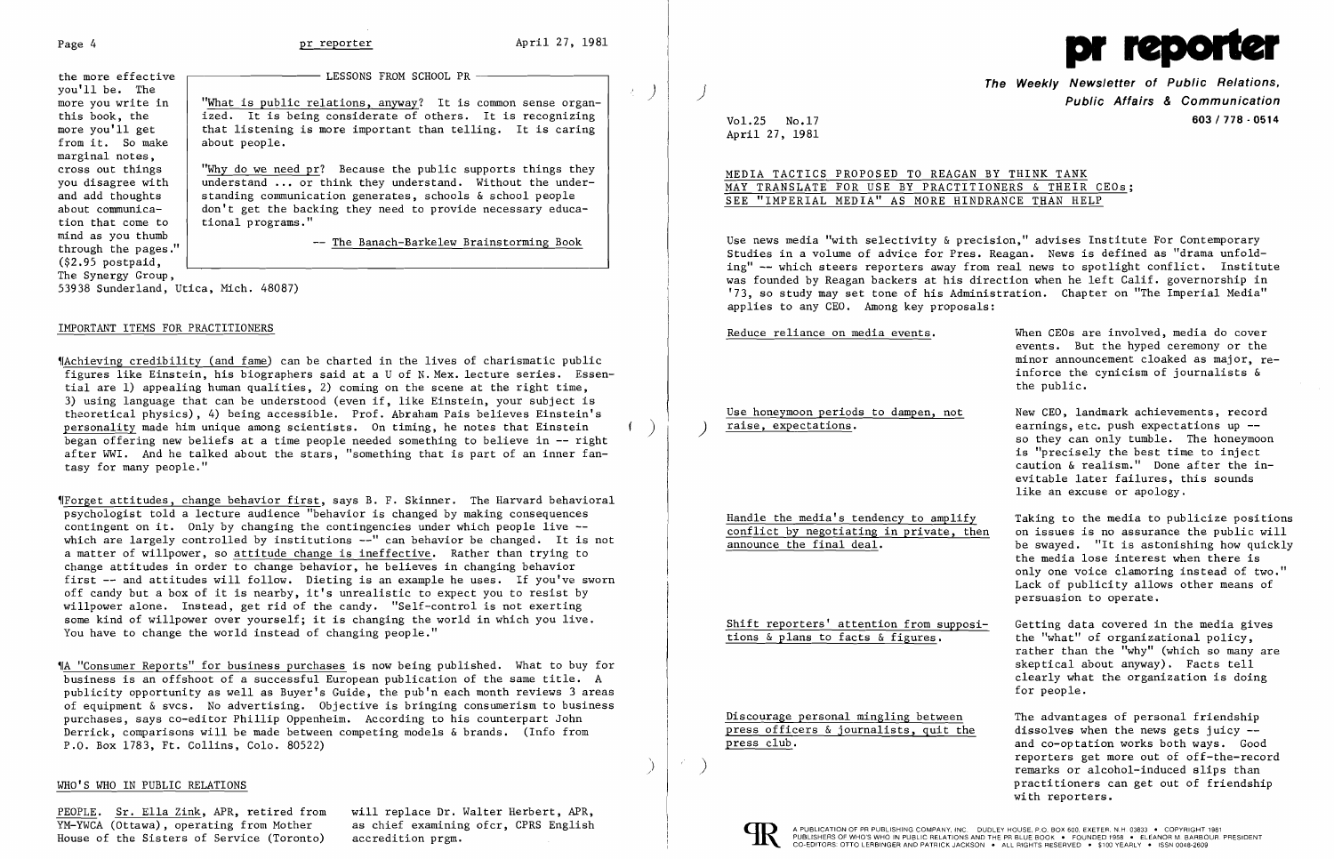the more effective you'll be. The more you write in this book, the more you'll get from it. So make marginal notes, cross out things you disagree with and add thoughts about communication that come to mind as you thumb through the pages." ($2.95 postpaid, The Synergy Group, 53938 Sunderland, Utica, Mich. 48087)

> **LESSONS FROM SCHOOL PR**
>
> "What is public relations, anyway? It is common sense organized. It is being considerate of others. It is recognizing that listening is more important than telling. It is caring about people.
>
> "Why do we need pr? Because the public supports things they understand ... or think they understand. Without the understanding communication generates, schools & school people don't get the backing they need to provide necessary educational programs."
>
> -- The Banach-Barkelew Brainstorming Book

## IMPORTANT ITEMS FOR PRACTITIONERS

¶Achieving credibility (and fame) can be charted in the lives of charismatic public figures like Einstein, his biographers said at a U of N. Mex. lecture series. Essential are 1) appealing human qualities, 2) coming on the scene at the right time, 3) using language that can be understood (even if, like Einstein, your subject is theoretical physics), 4) being accessible. Prof. Abraham Pais believes Einstein's personality made him unique among scientists. On timing, he notes that Einstein began offering new beliefs at a time people needed something to believe in -- right after WWI. And he talked about the stars, "something that is part of an inner fantasy for many people."

¶Forget attitudes, change behavior first, says B. F. Skinner. The Harvard behavioral psychologist told a lecture audience "behavior is changed by making consequences contingent on it. Only by changing the contingencies under which people live -- which are largely controlled by institutions --" can behavior be changed. It is not a matter of willpower, so attitude change is ineffective. Rather than trying to change attitudes in order to change behavior, he believes in changing behavior first -- and attitudes will follow. Dieting is an example he uses. If you've sworn off candy but a box of it is nearby, it's unrealistic to expect you to resist by willpower alone. Instead, get rid of the candy. "Self-control is not exerting some kind of willpower over yourself; it is changing the world in which you live. You have to change the world instead of changing people."

¶A "Consumer Reports" for business purchases is now being published. What to buy for business is an offshoot of a successful European publication of the same title. A publicity opportunity as well as Buyer's Guide, the pub'n each month reviews 3 areas of equipment & svcs. No advertising. Objective is bringing consumerism to business purchases, says co-editor Phillip Oppenheim. According to his counterpart John Derrick, comparisons will be made between competing models & brands. (Info from P.O. Box 1783, Ft. Collins, Colo. 80522)

## WHO'S WHO IN PUBLIC RELATIONS

PEOPLE. Sr. Ella Zink, APR, retired from YM-YWCA (Ottawa), operating from Mother House of the Sisters of Service (Toronto) will replace Dr. Walter Herbert, APR, as chief examining ofcr, CPRS English accredition prgm.

# pr reporter

**The Weekly Newsletter of Public Relations, Public Affairs & Communication**

Vol.25 No.17
April 27, 1981

603 / 778 - 0514

## MEDIA TACTICS PROPOSED TO REAGAN BY THINK TANK MAY TRANSLATE FOR USE BY PRACTITIONERS & THEIR CEOs; SEE "IMPERIAL MEDIA" AS MORE HINDRANCE THAN HELP

Use news media "with selectivity & precision," advises Institute For Contemporary Studies in a volume of advice for Pres. Reagan. News is defined as "drama unfolding" -- which steers reporters away from real news to spotlight conflict. Institute was founded by Reagan backers at his direction when he left Calif. governorship in '73, so study may set tone of his Administration. Chapter on "The Imperial Media" applies to any CEO. Among key proposals:

Reduce reliance on media events. When CEOs are involved, media do cover events. But the hyped ceremony or the minor announcement cloaked as major, reinforce the cynicism of journalists & the public.

Use honeymoon periods to dampen, not raise, expectations. New CEO, landmark achievements, record earnings, etc. push expectations up -- so they can only tumble. The honeymoon is "precisely the best time to inject caution & realism." Done after the inevitable later failures, this sounds like an excuse or apology.

Handle the media's tendency to amplify conflict by negotiating in private, then announce the final deal. Taking to the media to publicize positions on issues is no assurance the public will be swayed. "It is astonishing how quickly the media lose interest when there is only one voice clamoring instead of two." Lack of publicity allows other means of persuasion to operate.

Shift reporters' attention from suppositions & plans to facts & figures. Getting data covered in the media gives the "what" of organizational policy, rather than the "why" (which so many are skeptical about anyway). Facts tell clearly what the organization is doing for people.

Discourage personal mingling between press officers & journalists, quit the press club. The advantages of personal friendship dissolves when the news gets juicy -- and co-optation works both ways. Good reporters get more out of off-the-record remarks or alcohol-induced slips than practitioners can get out of friendship with reporters.

A PUBLICATION OF PR PUBLISHING COMPANY, INC. DUDLEY HOUSE, P.O. BOX 600, EXETER, N.H. 03833 • COPYRIGHT 1981 PUBLISHERS OF WHO'S WHO IN PUBLIC RELATIONS AND THE PR BLUE BOOK • FOUNDED 1958 • ELEANOR M. BARBOUR, PRESIDENT CO-EDITORS: OTTO LERBINGER AND PATRICK JACKSON • ALL RIGHTS RESERVED • $100 YEARLY • ISSN 0048-2609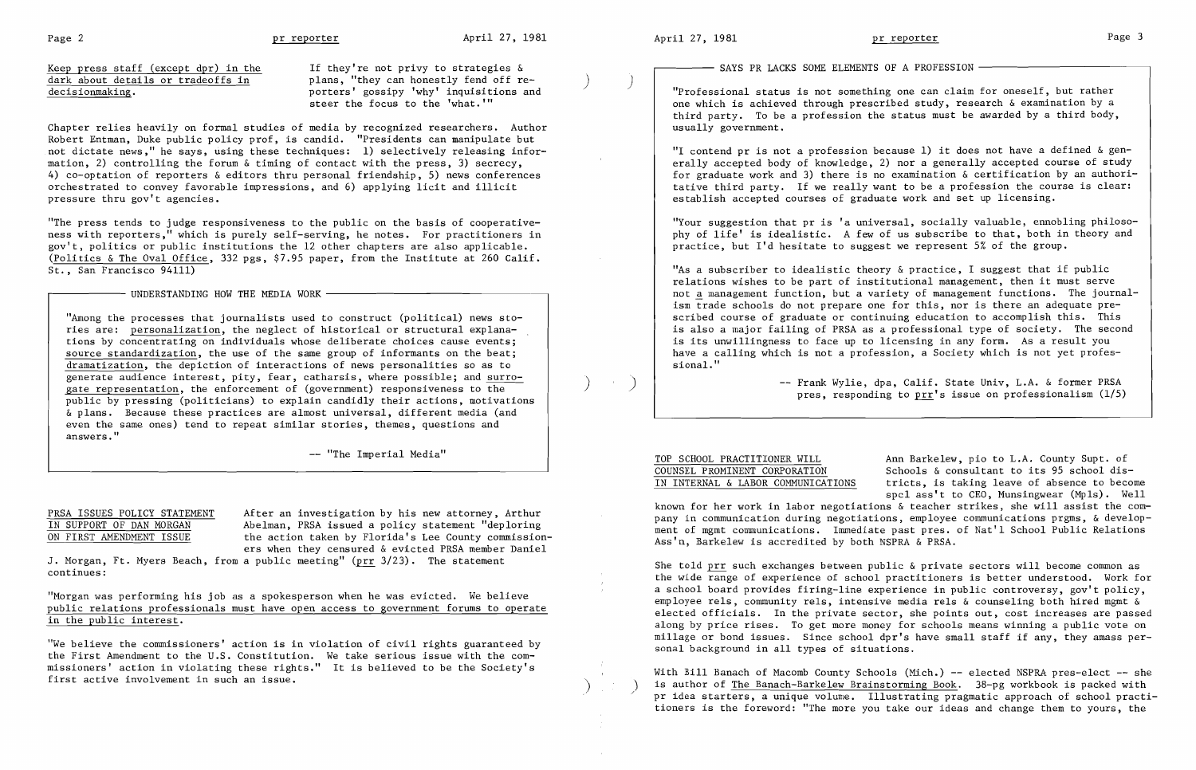<u>Keep press staff (except dpr) in the dark about details or tradeoffs in decisionmaking.</u>

If they're not privy to strategies & plans, "they can honestly fend off reporters' gossipy 'why' inquisitions and steer the focus to the 'what.'"

Chapter relies heavily on formal studies of media by recognized researchers. Author Robert Entman, Duke public policy prof, is candid. "Presidents can manipulate but not dictate news," he says, using these techniques: 1) selectively releasing information, 2) controlling the forum & timing of contact with the press, 3) secrecy, 4) co-optation of reporters & editors thru personal friendship, 5) news conferences orchestrated to convey favorable impressions, and 6) applying licit and illicit pressure thru gov't agencies.

"The press tends to judge responsiveness to the public on the basis of cooperativeness with reporters," which is purely self-serving, he notes. For practitioners in gov't, politics or public institutions the 12 other chapters are also applicable. (Politics & The Oval Office, 332 pgs, $7.95 paper, from the Institute at 260 Calif. St., San Francisco 94111)

**UNDERSTANDING HOW THE MEDIA WORK**

"Among the processes that journalists used to construct (political) news stories are: <u>personalization</u>, the neglect of historical or structural explanations by concentrating on individuals whose deliberate choices cause events; <u>source standardization</u>, the use of the same group of informants on the beat; <u>dramatization</u>, the depiction of interactions of news personalities so as to generate audience interest, pity, fear, catharsis, where possible; and <u>surrogate representation</u>, the enforcement of (government) responsiveness to the public by pressing (politicians) to explain candidly their actions, motivations & plans. Because these practices are almost universal, different media (and even the same ones) tend to repeat similar stories, themes, questions and answers."

-- "The Imperial Media"

<u>PRSA ISSUES POLICY STATEMENT IN SUPPORT OF DAN MORGAN ON FIRST AMENDMENT ISSUE</u>

After an investigation by his new attorney, Arthur Abelman, PRSA issued a policy statement "deploring the action taken by Florida's Lee County commissioners when they censured & evicted PRSA member Daniel J. Morgan, Ft. Myers Beach, from a public meeting" (prr 3/23). The statement continues:

"Morgan was performing his job as a spokesperson when he was evicted. We believe <u>public relations professionals must have open access to government forums to operate in the public interest</u>.

"We believe the commissioners' action is in violation of civil rights guaranteed by the First Amendment to the U.S. Constitution. We take serious issue with the commissioners' action in violating these rights." It is believed to be the Society's first active involvement in such an issue.

**SAYS PR LACKS SOME ELEMENTS OF A PROFESSION**

"Professional status is not something one can claim for oneself, but rather one which is achieved through prescribed study, research & examination by a third party. To be a profession the status must be awarded by a third body, usually government.

"I contend pr is not a profession because 1) it does not have a defined & generally accepted body of knowledge, 2) nor a generally accepted course of study for graduate work and 3) there is no examination & certification by an authoritative third party. If we really want to be a profession the course is clear: establish accepted courses of graduate work and set up licensing.

"Your suggestion that pr is 'a universal, socially valuable, ennobling philosophy of life' is idealistic. A few of us subscribe to that, both in theory and practice, but I'd hesitate to suggest we represent 5% of the group.

"As a subscriber to idealistic theory & practice, I suggest that if public relations wishes to be part of institutional management, then it must serve not <u>a</u> management function, but a variety of management functions. The journalism trade schools do not prepare one for this, nor is there an adequate prescribed course of graduate or continuing education to accomplish this. This is also a major failing of PRSA as a professional type of society. The second is its unwillingness to face up to licensing in any form. As a result you have a calling which is not a profession, a Society which is not yet professional."

-- Frank Wylie, dpa, Calif. State Univ, L.A. & former PRSA pres, responding to prr's issue on professionalism (1/5)

<u>TOP SCHOOL PRACTITIONER WILL COUNSEL PROMINENT CORPORATION IN INTERNAL & LABOR COMMUNICATIONS</u>

Ann Barkelew, pio to L.A. County Supt. of Schools & consultant to its 95 school districts, is taking leave of absence to become spcl ass't to CEO, Munsingwear (Mpls). Well known for her work in labor negotiations & teacher strikes, she will assist the company in communication during negotiations, employee communications prgms, & development of mgmt communications. Immediate past pres. of Nat'l School Public Relations Ass'n, Barkelew is accredited by both NSPRA & PRSA.

She told prr such exchanges between public & private sectors will become common as the wide range of experience of school practitioners is better understood. Work for a school board provides firing-line experience in public controversy, gov't policy, employee rels, community rels, intensive media rels & counseling both hired mgmt & elected officials. In the private sector, she points out, cost increases are passed along by price rises. To get more money for schools means winning a public vote on millage or bond issues. Since school dpr's have small staff if any, they amass personal background in all types of situations.

With Bill Banach of Macomb County Schools (Mich.) -- elected NSPRA pres-elect -- she is author of <u>The Banach-Barkelew Brainstorming Book</u>. 38-pg workbook is packed with pr idea starters, a unique volume. Illustrating pragmatic approach of school practitioners is the foreword: "The more you take our ideas and change them to yours, the